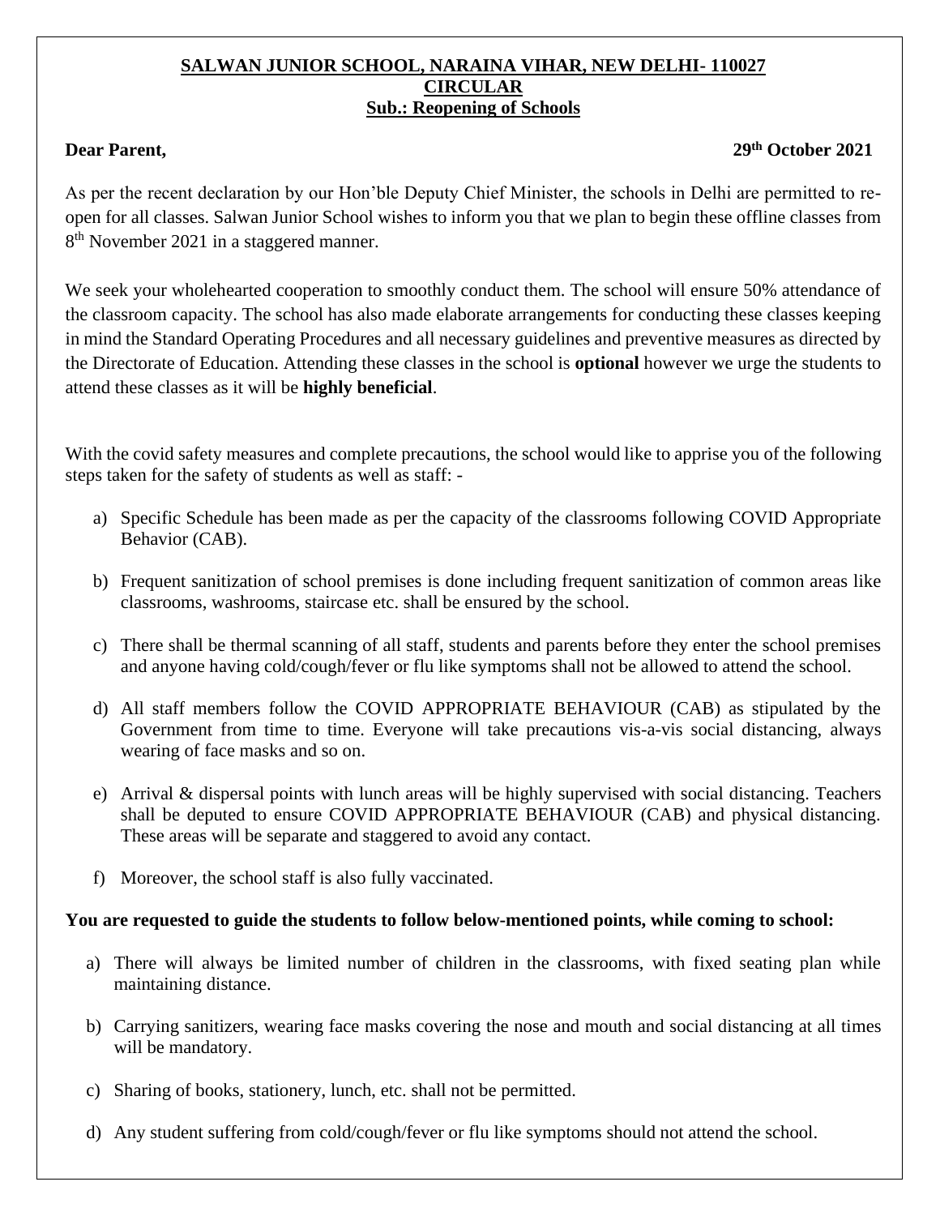**SALWAN JUNIOR SCHOOL, NARAINA VIHAR, NEW DELHI- 110027**

**CIRCULAR**

**Sub.: Reopening of Schools**

**Dear Parent,** **29th October 2021**

As per the recent declaration by our Hon'ble Deputy Chief Minister, the schools in Delhi are permitted to re-open for all classes. Salwan Junior School wishes to inform you that we plan to begin these offline classes from 8th November 2021 in a staggered manner.

We seek your wholehearted cooperation to smoothly conduct them. The school will ensure 50% attendance of the classroom capacity. The school has also made elaborate arrangements for conducting these classes keeping in mind the Standard Operating Procedures and all necessary guidelines and preventive measures as directed by the Directorate of Education. Attending these classes in the school is **optional** however we urge the students to attend these classes as it will be **highly beneficial**.

With the covid safety measures and complete precautions, the school would like to apprise you of the following steps taken for the safety of students as well as staff: -

a) Specific Schedule has been made as per the capacity of the classrooms following COVID Appropriate Behavior (CAB).

b) Frequent sanitization of school premises is done including frequent sanitization of common areas like classrooms, washrooms, staircase etc. shall be ensured by the school.

c) There shall be thermal scanning of all staff, students and parents before they enter the school premises and anyone having cold/cough/fever or flu like symptoms shall not be allowed to attend the school.

d) All staff members follow the COVID APPROPRIATE BEHAVIOUR (CAB) as stipulated by the Government from time to time. Everyone will take precautions vis-a-vis social distancing, always wearing of face masks and so on.

e) Arrival & dispersal points with lunch areas will be highly supervised with social distancing. Teachers shall be deputed to ensure COVID APPROPRIATE BEHAVIOUR (CAB) and physical distancing. These areas will be separate and staggered to avoid any contact.

f) Moreover, the school staff is also fully vaccinated.

**You are requested to guide the students to follow below-mentioned points, while coming to school:**

a) There will always be limited number of children in the classrooms, with fixed seating plan while maintaining distance.

b) Carrying sanitizers, wearing face masks covering the nose and mouth and social distancing at all times will be mandatory.

c) Sharing of books, stationery, lunch, etc. shall not be permitted.

d) Any student suffering from cold/cough/fever or flu like symptoms should not attend the school.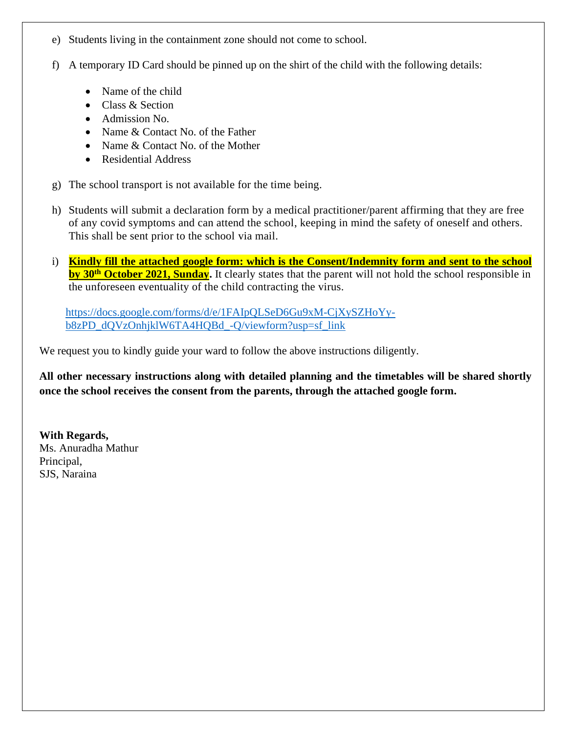e) Students living in the containment zone should not come to school.

f) A temporary ID Card should be pinned up on the shirt of the child with the following details:

- Name of the child
- Class & Section
- Admission No.
- Name & Contact No. of the Father
- Name & Contact No. of the Mother
- Residential Address

g) The school transport is not available for the time being.

h) Students will submit a declaration form by a medical practitioner/parent affirming that they are free of any covid symptoms and can attend the school, keeping in mind the safety of oneself and others. This shall be sent prior to the school via mail.

i) **Kindly fill the attached google form: which is the Consent/Indemnity form and sent to the school by 30th October 2021, Sunday.** It clearly states that the parent will not hold the school responsible in the unforeseen eventuality of the child contracting the virus.

https://docs.google.com/forms/d/e/1FAIpQLSeD6Gu9xM-CjXySZHoYy-b8zPD_dQVzOnhjklW6TA4HQBd_-Q/viewform?usp=sf_link

We request you to kindly guide your ward to follow the above instructions diligently.

**All other necessary instructions along with detailed planning and the timetables will be shared shortly once the school receives the consent from the parents, through the attached google form.**

**With Regards,**
Ms. Anuradha Mathur
Principal,
SJS, Naraina